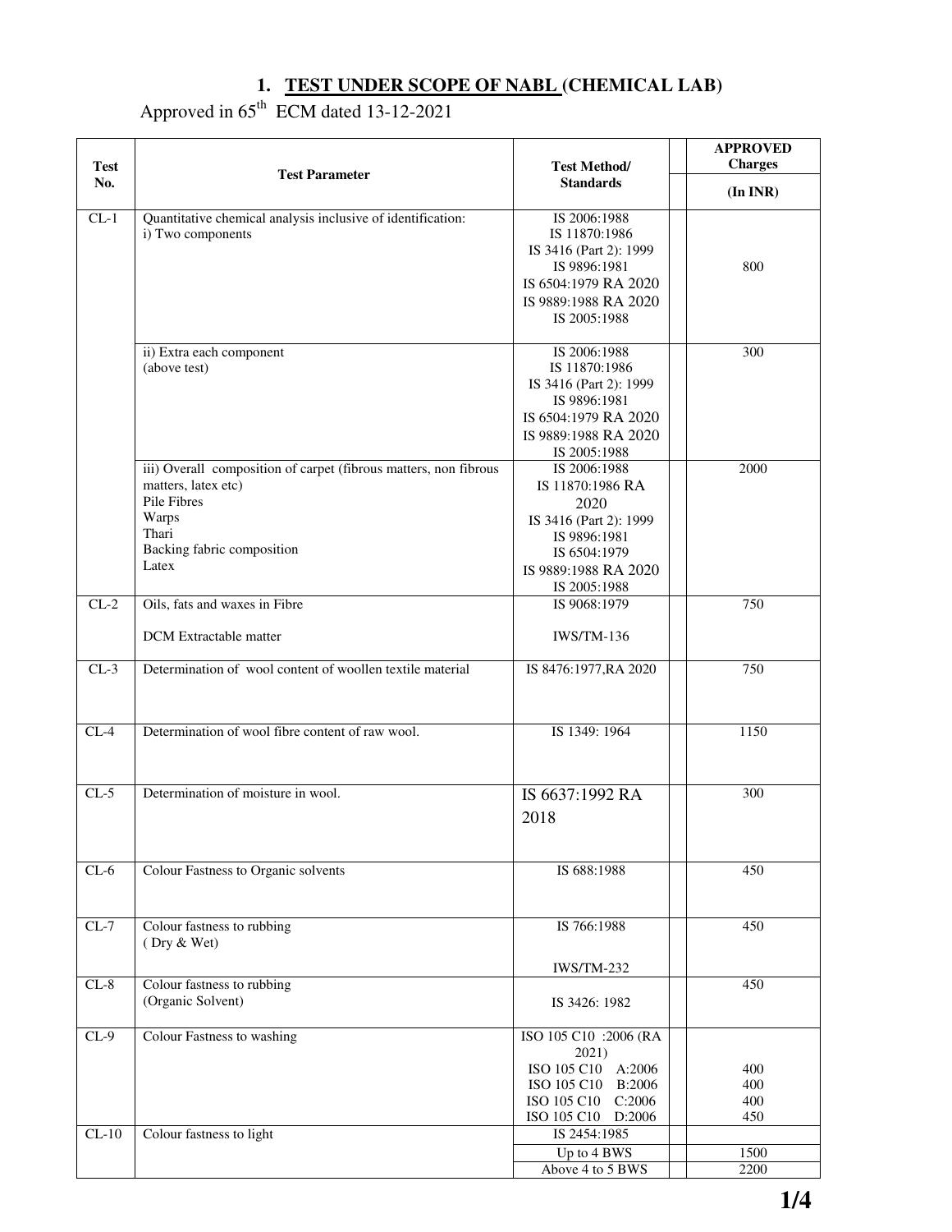# 1. TEST UNDER SCOPE OF NABL (CHEMICAL LAB)

Approved in 65th ECM dated 13-12-2021

| Test No. | Test Parameter | Test Method/ Standards | | APPROVED Charges (In INR) |
|---|---|---|---|---|
| CL-1 | Quantitative chemical analysis inclusive of identification:<br>i) Two components | IS 2006:1988<br>IS 11870:1986<br>IS 3416 (Part 2): 1999<br>IS 9896:1981<br>IS 6504:1979 RA 2020<br>IS 9889:1988 RA 2020<br>IS 2005:1988 | | 800 |
| | ii) Extra each component<br>(above test) | IS 2006:1988<br>IS 11870:1986<br>IS 3416 (Part 2): 1999<br>IS 9896:1981<br>IS 6504:1979 RA 2020<br>IS 9889:1988 RA 2020<br>IS 2005:1988 | | 300 |
| | iii) Overall composition of carpet (fibrous matters, non fibrous matters, latex etc)<br>Pile Fibres<br>Warps<br>Thari<br>Backing fabric composition<br>Latex | IS 2006:1988<br>IS 11870:1986 RA 2020<br>IS 3416 (Part 2): 1999<br>IS 9896:1981<br>IS 6504:1979<br>IS 9889:1988 RA 2020<br>IS 2005:1988 | | 2000 |
| CL-2 | Oils, fats and waxes in Fibre<br><br>DCM Extractable matter | IS 9068:1979<br><br>IWS/TM-136 | | 750 |
| CL-3 | Determination of wool content of woollen textile material | IS 8476:1977,RA 2020 | | 750 |
| CL-4 | Determination of wool fibre content of raw wool. | IS 1349: 1964 | | 1150 |
| CL-5 | Determination of moisture in wool. | IS 6637:1992 RA 2018 | | 300 |
| CL-6 | Colour Fastness to Organic solvents | IS 688:1988 | | 450 |
| CL-7 | Colour fastness to rubbing<br>( Dry & Wet) | IS 766:1988<br><br>IWS/TM-232 | | 450 |
| CL-8 | Colour fastness to rubbing<br>(Organic Solvent) | IS 3426: 1982 | | 450 |
| CL-9 | Colour Fastness to washing | ISO 105 C10 :2006 (RA 2021)<br>ISO 105 C10 A:2006<br>ISO 105 C10 B:2006<br>ISO 105 C10 C:2006<br>ISO 105 C10 D:2006 | | <br>400<br>400<br>400<br>450 |
| CL-10 | Colour fastness to light | IS 2454:1985 | | |
| | | Up to 4 BWS | | 1500 |
| | | Above 4 to 5 BWS | | 2200 |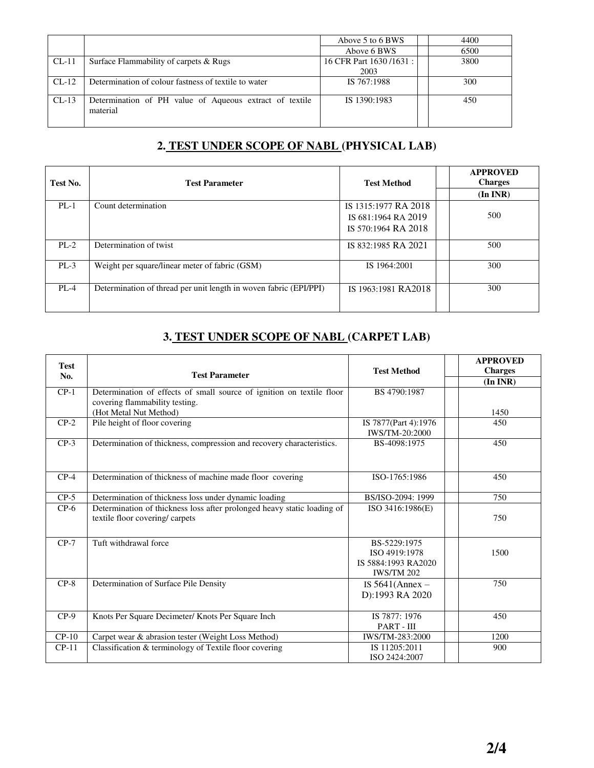|  |  |  |  |  |
|---|---|---|---|---|
|  |  | Above 5 to 6 BWS |  | 4400 |
|  |  | Above 6 BWS |  | 6500 |
| CL-11 | Surface Flammability of carpets & Rugs | 16 CFR Part 1630 /1631 : 2003 |  | 3800 |
| CL-12 | Determination of colour fastness of textile to water | IS 767:1988 |  | 300 |
| CL-13 | Determination of PH value of Aqueous extract of textile material | IS 1390:1983 |  | 450 |

## 2. TEST UNDER SCOPE OF NABL (PHYSICAL LAB)

| Test No. | Test Parameter | Test Method |  | APPROVED Charges (In INR) |
|---|---|---|---|---|
| PL-1 | Count determination | IS 1315:1977 RA 2018<br>IS 681:1964 RA 2019<br>IS 570:1964 RA 2018 |  | 500 |
| PL-2 | Determination of twist | IS 832:1985 RA 2021 |  | 500 |
| PL-3 | Weight per square/linear meter of fabric (GSM) | IS 1964:2001 |  | 300 |
| PL-4 | Determination of thread per unit length in woven fabric (EPI/PPI) | IS 1963:1981 RA2018 |  | 300 |

## 3. TEST UNDER SCOPE OF NABL (CARPET LAB)

| Test No. | Test Parameter | Test Method |  | APPROVED Charges (In INR) |
|---|---|---|---|---|
| CP-1 | Determination of effects of small source of ignition on textile floor covering flammability testing. (Hot Metal Nut Method) | BS 4790:1987 |  | 1450 |
| CP-2 | Pile height of floor covering | IS 7877(Part 4):1976<br>IWS/TM-20:2000 |  | 450 |
| CP-3 | Determination of thickness, compression and recovery characteristics. | BS-4098:1975 |  | 450 |
| CP-4 | Determination of thickness of machine made floor covering | ISO-1765:1986 |  | 450 |
| CP-5 | Determination of thickness loss under dynamic loading | BS/ISO-2094: 1999 |  | 750 |
| CP-6 | Determination of thickness loss after prolonged heavy static loading of textile floor covering/ carpets | ISO 3416:1986(E) |  | 750 |
| CP-7 | Tuft withdrawal force | BS-5229:1975<br>ISO 4919:1978<br>IS 5884:1993 RA2020<br>IWS/TM 202 |  | 1500 |
| CP-8 | Determination of Surface Pile Density | IS 5641(Annex – D):1993 RA 2020 |  | 750 |
| CP-9 | Knots Per Square Decimeter/ Knots Per Square Inch | IS 7877: 1976 PART - III |  | 450 |
| CP-10 | Carpet wear & abrasion tester (Weight Loss Method) | IWS/TM-283:2000 |  | 1200 |
| CP-11 | Classification & terminology of Textile floor covering | IS 11205:2011<br>ISO 2424:2007 |  | 900 |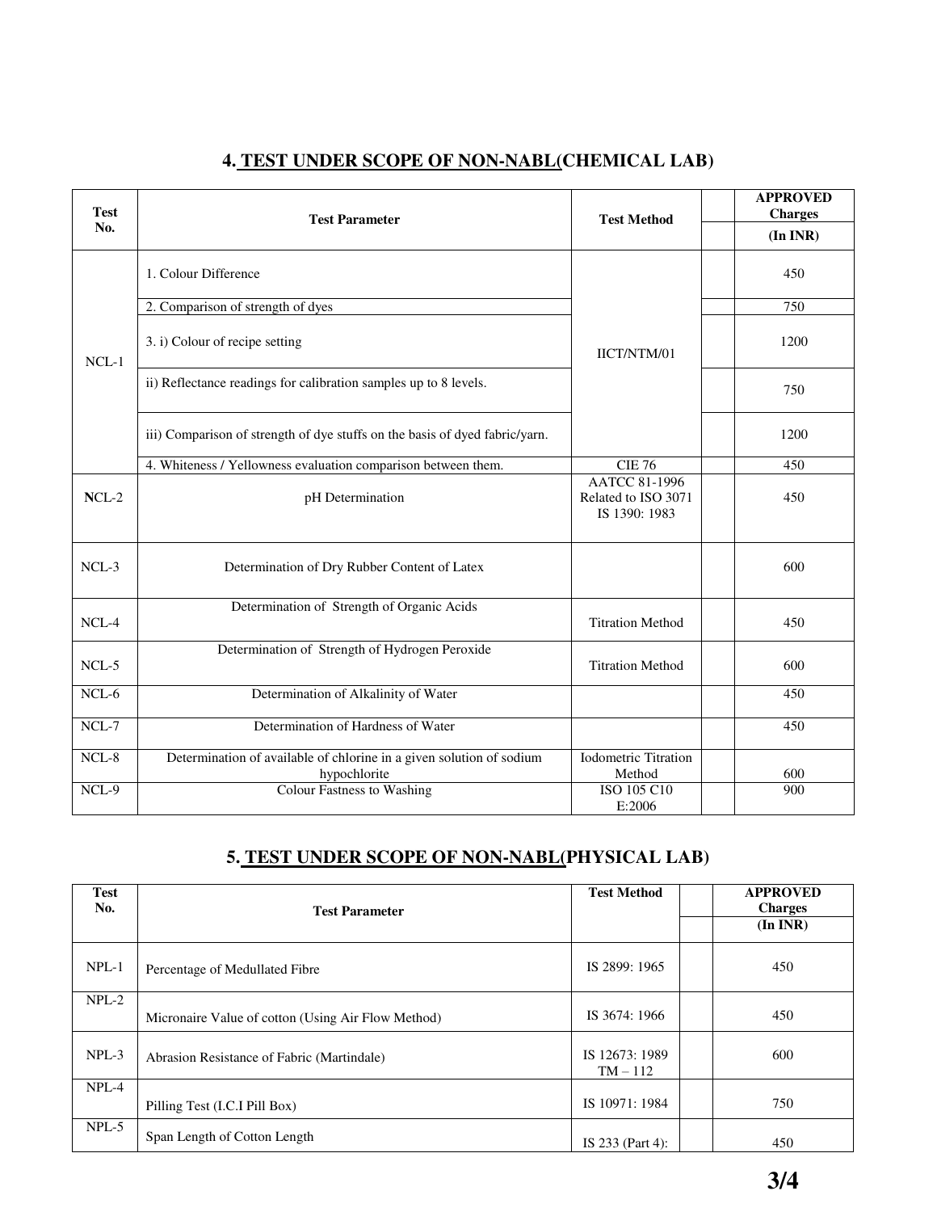## 4. TEST UNDER SCOPE OF NON-NABL(CHEMICAL LAB)

| Test No. | Test Parameter | Test Method | | APPROVED Charges |
|---|---|---|---|---|
| | | | | (In INR) |
| NCL-1 | 1. Colour Difference | IICT/NTM/01 | | 450 |
| | 2. Comparison of strength of dyes | | | 750 |
| | 3. i) Colour of recipe setting | | | 1200 |
| | ii) Reflectance readings for calibration samples up to 8 levels. | | | 750 |
| | iii) Comparison of strength of dye stuffs on the basis of dyed fabric/yarn. | | | 1200 |
| | 4. Whiteness / Yellowness evaluation comparison between them. | CIE 76 | | 450 |
| NCL-2 | pH Determination | AATCC 81-1996 Related to ISO 3071 IS 1390: 1983 | | 450 |
| NCL-3 | Determination of Dry Rubber Content of Latex | | | 600 |
| NCL-4 | Determination of Strength of Organic Acids | Titration Method | | 450 |
| NCL-5 | Determination of Strength of Hydrogen Peroxide | Titration Method | | 600 |
| NCL-6 | Determination of Alkalinity of Water | | | 450 |
| NCL-7 | Determination of Hardness of Water | | | 450 |
| NCL-8 | Determination of available of chlorine in a given solution of sodium hypochlorite | Iodometric Titration Method | | 600 |
| NCL-9 | Colour Fastness to Washing | ISO 105 C10 E:2006 | | 900 |

## 5. TEST UNDER SCOPE OF NON-NABL(PHYSICAL LAB)

| Test No. | Test Parameter | Test Method | | APPROVED Charges |
|---|---|---|---|---|
| | | | | (In INR) |
| NPL-1 | Percentage of Medullated Fibre | IS 2899: 1965 | | 450 |
| NPL-2 | Micronaire Value of cotton (Using Air Flow Method) | IS 3674: 1966 | | 450 |
| NPL-3 | Abrasion Resistance of Fabric (Martindale) | IS 12673: 1989 TM – 112 | | 600 |
| NPL-4 | Pilling Test (I.C.I Pill Box) | IS 10971: 1984 | | 750 |
| NPL-5 | Span Length of Cotton Length | IS 233 (Part 4): | | 450 |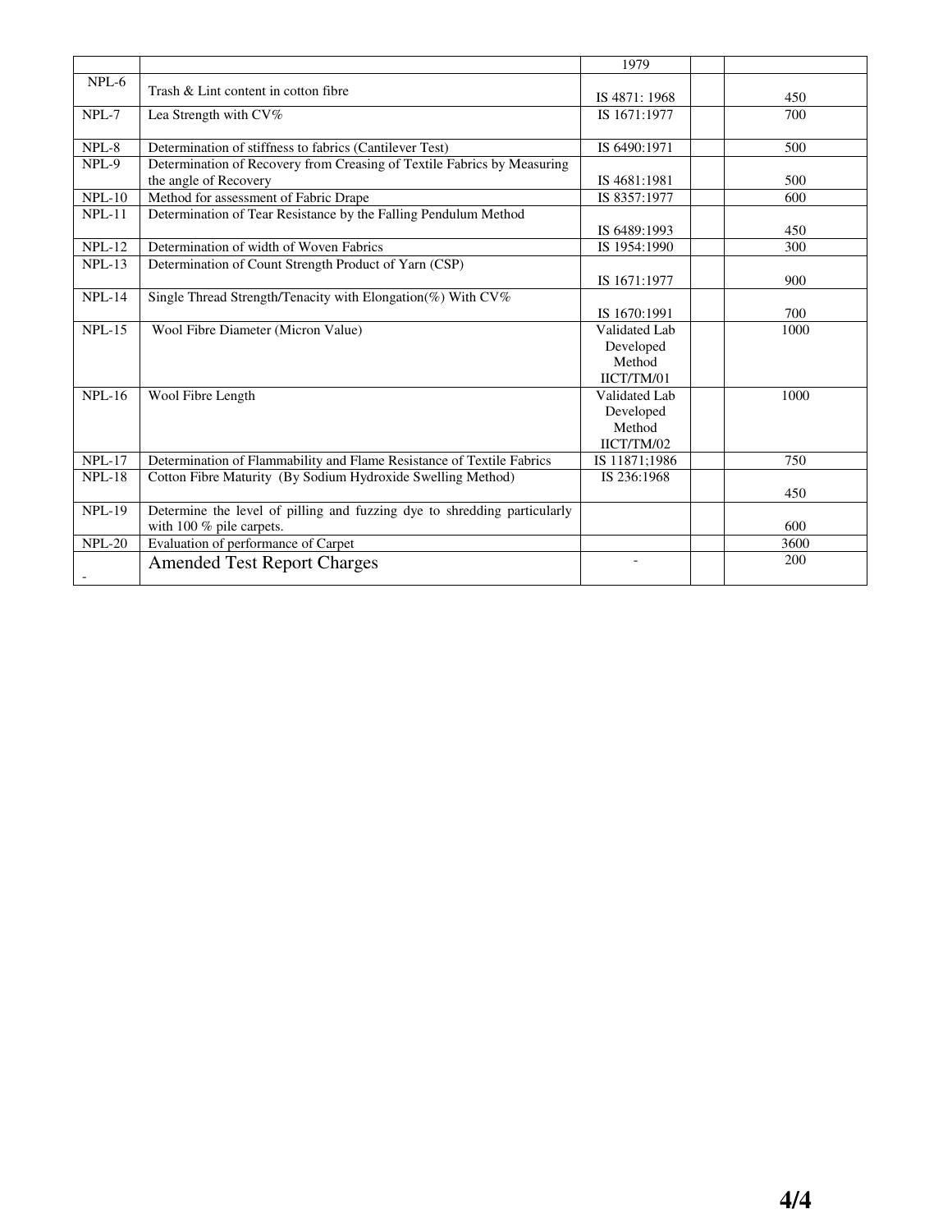| | | | | |
|---|---|---|---|---|
| | | 1979 | | |
| NPL-6 | Trash & Lint content in cotton fibre | IS 4871: 1968 | | 450 |
| NPL-7 | Lea Strength with CV% | IS 1671:1977 | | 700 |
| NPL-8 | Determination of stiffness to fabrics (Cantilever Test) | IS 6490:1971 | | 500 |
| NPL-9 | Determination of Recovery from Creasing of Textile Fabrics by Measuring the angle of Recovery | IS 4681:1981 | | 500 |
| NPL-10 | Method for assessment of Fabric Drape | IS 8357:1977 | | 600 |
| NPL-11 | Determination of Tear Resistance by the Falling Pendulum Method | IS 6489:1993 | | 450 |
| NPL-12 | Determination of width of Woven Fabrics | IS 1954:1990 | | 300 |
| NPL-13 | Determination of Count Strength Product of Yarn (CSP) | IS 1671:1977 | | 900 |
| NPL-14 | Single Thread Strength/Tenacity with Elongation(%) With CV% | IS 1670:1991 | | 700 |
| NPL-15 | Wool Fibre Diameter (Micron Value) | Validated Lab Developed Method IICT/TM/01 | | 1000 |
| NPL-16 | Wool Fibre Length | Validated Lab Developed Method IICT/TM/02 | | 1000 |
| NPL-17 | Determination of Flammability and Flame Resistance of Textile Fabrics | IS 11871;1986 | | 750 |
| NPL-18 | Cotton Fibre Maturity (By Sodium Hydroxide Swelling Method) | IS 236:1968 | | 450 |
| NPL-19 | Determine the level of pilling and fuzzing dye to shredding particularly with 100 % pile carpets. | | | 600 |
| NPL-20 | Evaluation of performance of Carpet | | | 3600 |
| - | Amended Test Report Charges | - | | 200 |